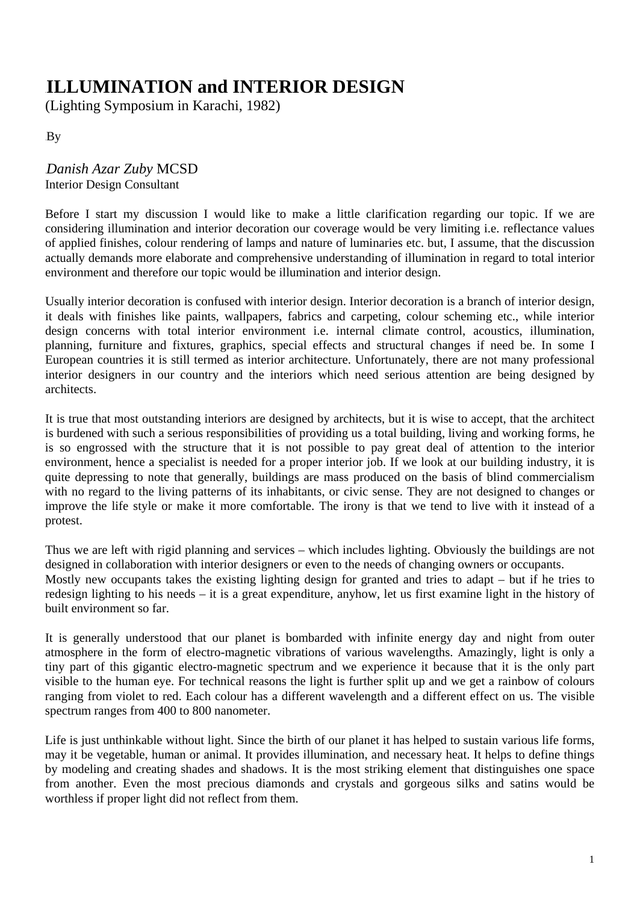# ILLUMINATION and INTERIOR DESIGN

(Lighting Symposium in Karachi, 1982)

By

*Danish Azar Zuby* MCSD
Interior Design Consultant

Before I start my discussion I would like to make a little clarification regarding our topic. If we are considering illumination and interior decoration our coverage would be very limiting i.e. reflectance values of applied finishes, colour rendering of lamps and nature of luminaries etc. but, I assume, that the discussion actually demands more elaborate and comprehensive understanding of illumination in regard to total interior environment and therefore our topic would be illumination and interior design.

Usually interior decoration is confused with interior design. Interior decoration is a branch of interior design, it deals with finishes like paints, wallpapers, fabrics and carpeting, colour scheming etc., while interior design concerns with total interior environment i.e. internal climate control, acoustics, illumination, planning, furniture and fixtures, graphics, special effects and structural changes if need be. In some I European countries it is still termed as interior architecture. Unfortunately, there are not many professional interior designers in our country and the interiors which need serious attention are being designed by architects.

It is true that most outstanding interiors are designed by architects, but it is wise to accept, that the architect is burdened with such a serious responsibilities of providing us a total building, living and working forms, he is so engrossed with the structure that it is not possible to pay great deal of attention to the interior environment, hence a specialist is needed for a proper interior job. If we look at our building industry, it is quite depressing to note that generally, buildings are mass produced on the basis of blind commercialism with no regard to the living patterns of its inhabitants, or civic sense. They are not designed to changes or improve the life style or make it more comfortable. The irony is that we tend to live with it instead of a protest.

Thus we are left with rigid planning and services – which includes lighting. Obviously the buildings are not designed in collaboration with interior designers or even to the needs of changing owners or occupants.
Mostly new occupants takes the existing lighting design for granted and tries to adapt – but if he tries to redesign lighting to his needs – it is a great expenditure, anyhow, let us first examine light in the history of built environment so far.

It is generally understood that our planet is bombarded with infinite energy day and night from outer atmosphere in the form of electro-magnetic vibrations of various wavelengths. Amazingly, light is only a tiny part of this gigantic electro-magnetic spectrum and we experience it because that it is the only part visible to the human eye. For technical reasons the light is further split up and we get a rainbow of colours ranging from violet to red. Each colour has a different wavelength and a different effect on us. The visible spectrum ranges from 400 to 800 nanometer.

Life is just unthinkable without light. Since the birth of our planet it has helped to sustain various life forms, may it be vegetable, human or animal. It provides illumination, and necessary heat. It helps to define things by modeling and creating shades and shadows. It is the most striking element that distinguishes one space from another. Even the most precious diamonds and crystals and gorgeous silks and satins would be worthless if proper light did not reflect from them.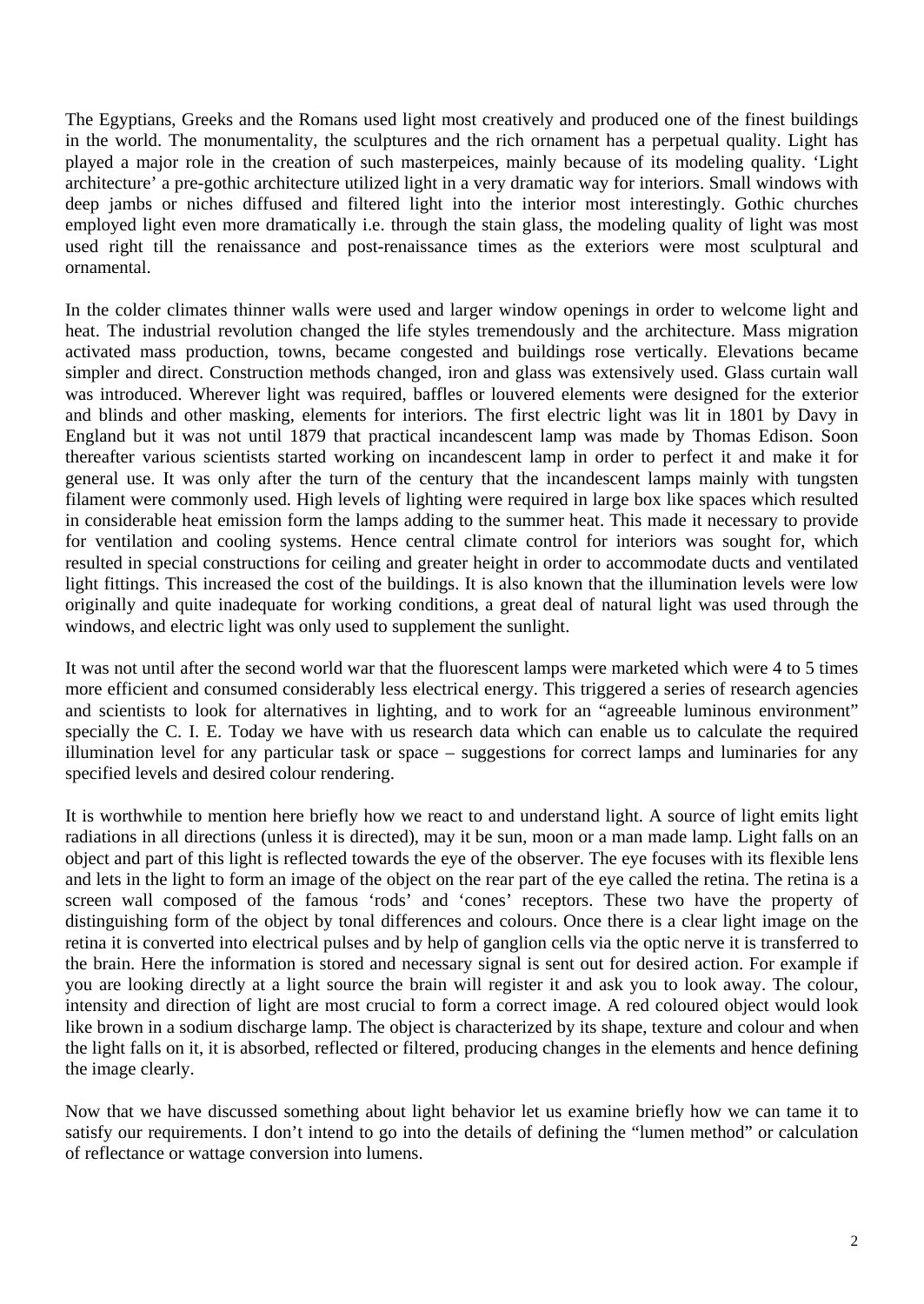The Egyptians, Greeks and the Romans used light most creatively and produced one of the finest buildings in the world. The monumentality, the sculptures and the rich ornament has a perpetual quality. Light has played a major role in the creation of such masterpeices, mainly because of its modeling quality. 'Light architecture' a pre-gothic architecture utilized light in a very dramatic way for interiors. Small windows with deep jambs or niches diffused and filtered light into the interior most interestingly. Gothic churches employed light even more dramatically i.e. through the stain glass, the modeling quality of light was most used right till the renaissance and post-renaissance times as the exteriors were most sculptural and ornamental.

In the colder climates thinner walls were used and larger window openings in order to welcome light and heat. The industrial revolution changed the life styles tremendously and the architecture. Mass migration activated mass production, towns, became congested and buildings rose vertically. Elevations became simpler and direct. Construction methods changed, iron and glass was extensively used. Glass curtain wall was introduced. Wherever light was required, baffles or louvered elements were designed for the exterior and blinds and other masking, elements for interiors. The first electric light was lit in 1801 by Davy in England but it was not until 1879 that practical incandescent lamp was made by Thomas Edison. Soon thereafter various scientists started working on incandescent lamp in order to perfect it and make it for general use. It was only after the turn of the century that the incandescent lamps mainly with tungsten filament were commonly used. High levels of lighting were required in large box like spaces which resulted in considerable heat emission form the lamps adding to the summer heat. This made it necessary to provide for ventilation and cooling systems. Hence central climate control for interiors was sought for, which resulted in special constructions for ceiling and greater height in order to accommodate ducts and ventilated light fittings. This increased the cost of the buildings. It is also known that the illumination levels were low originally and quite inadequate for working conditions, a great deal of natural light was used through the windows, and electric light was only used to supplement the sunlight.

It was not until after the second world war that the fluorescent lamps were marketed which were 4 to 5 times more efficient and consumed considerably less electrical energy. This triggered a series of research agencies and scientists to look for alternatives in lighting, and to work for an "agreeable luminous environment" specially the C. I. E. Today we have with us research data which can enable us to calculate the required illumination level for any particular task or space – suggestions for correct lamps and luminaries for any specified levels and desired colour rendering.

It is worthwhile to mention here briefly how we react to and understand light. A source of light emits light radiations in all directions (unless it is directed), may it be sun, moon or a man made lamp. Light falls on an object and part of this light is reflected towards the eye of the observer. The eye focuses with its flexible lens and lets in the light to form an image of the object on the rear part of the eye called the retina. The retina is a screen wall composed of the famous 'rods' and 'cones' receptors. These two have the property of distinguishing form of the object by tonal differences and colours. Once there is a clear light image on the retina it is converted into electrical pulses and by help of ganglion cells via the optic nerve it is transferred to the brain. Here the information is stored and necessary signal is sent out for desired action. For example if you are looking directly at a light source the brain will register it and ask you to look away. The colour, intensity and direction of light are most crucial to form a correct image. A red coloured object would look like brown in a sodium discharge lamp. The object is characterized by its shape, texture and colour and when the light falls on it, it is absorbed, reflected or filtered, producing changes in the elements and hence defining the image clearly.

Now that we have discussed something about light behavior let us examine briefly how we can tame it to satisfy our requirements. I don't intend to go into the details of defining the "lumen method" or calculation of reflectance or wattage conversion into lumens.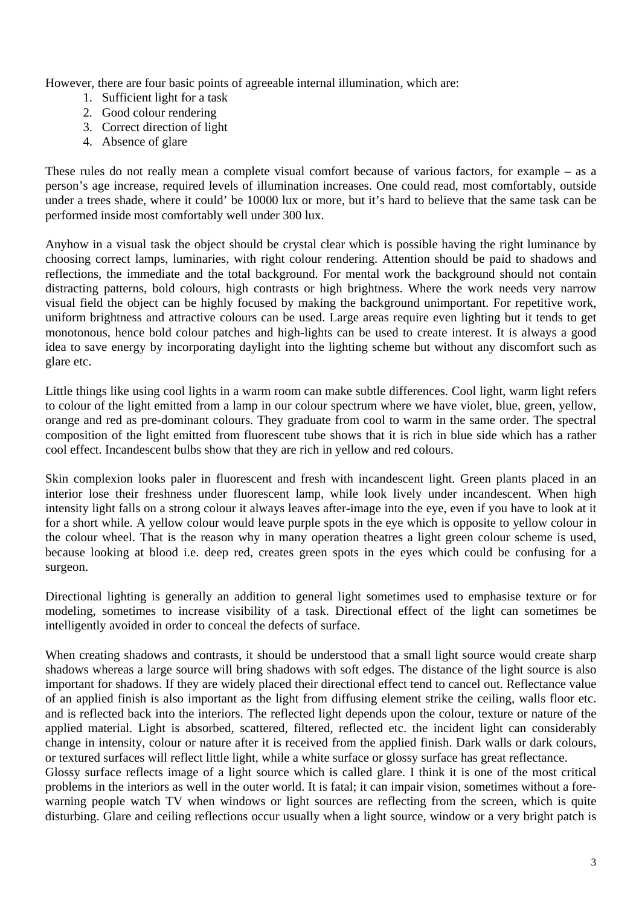However, there are four basic points of agreeable internal illumination, which are:

1. Sufficient light for a task
2. Good colour rendering
3. Correct direction of light
4. Absence of glare

These rules do not really mean a complete visual comfort because of various factors, for example – as a person's age increase, required levels of illumination increases. One could read, most comfortably, outside under a trees shade, where it could' be 10000 lux or more, but it's hard to believe that the same task can be performed inside most comfortably well under 300 lux.

Anyhow in a visual task the object should be crystal clear which is possible having the right luminance by choosing correct lamps, luminaries, with right colour rendering. Attention should be paid to shadows and reflections, the immediate and the total background. For mental work the background should not contain distracting patterns, bold colours, high contrasts or high brightness. Where the work needs very narrow visual field the object can be highly focused by making the background unimportant. For repetitive work, uniform brightness and attractive colours can be used. Large areas require even lighting but it tends to get monotonous, hence bold colour patches and high-lights can be used to create interest. It is always a good idea to save energy by incorporating daylight into the lighting scheme but without any discomfort such as glare etc.

Little things like using cool lights in a warm room can make subtle differences. Cool light, warm light refers to colour of the light emitted from a lamp in our colour spectrum where we have violet, blue, green, yellow, orange and red as pre-dominant colours. They graduate from cool to warm in the same order. The spectral composition of the light emitted from fluorescent tube shows that it is rich in blue side which has a rather cool effect. Incandescent bulbs show that they are rich in yellow and red colours.

Skin complexion looks paler in fluorescent and fresh with incandescent light. Green plants placed in an interior lose their freshness under fluorescent lamp, while look lively under incandescent. When high intensity light falls on a strong colour it always leaves after-image into the eye, even if you have to look at it for a short while. A yellow colour would leave purple spots in the eye which is opposite to yellow colour in the colour wheel. That is the reason why in many operation theatres a light green colour scheme is used, because looking at blood i.e. deep red, creates green spots in the eyes which could be confusing for a surgeon.

Directional lighting is generally an addition to general light sometimes used to emphasise texture or for modeling, sometimes to increase visibility of a task. Directional effect of the light can sometimes be intelligently avoided in order to conceal the defects of surface.

When creating shadows and contrasts, it should be understood that a small light source would create sharp shadows whereas a large source will bring shadows with soft edges. The distance of the light source is also important for shadows. If they are widely placed their directional effect tend to cancel out. Reflectance value of an applied finish is also important as the light from diffusing element strike the ceiling, walls floor etc. and is reflected back into the interiors. The reflected light depends upon the colour, texture or nature of the applied material. Light is absorbed, scattered, filtered, reflected etc. the incident light can considerably change in intensity, colour or nature after it is received from the applied finish. Dark walls or dark colours, or textured surfaces will reflect little light, while a white surface or glossy surface has great reflectance.

Glossy surface reflects image of a light source which is called glare. I think it is one of the most critical problems in the interiors as well in the outer world. It is fatal; it can impair vision, sometimes without a fore-warning people watch TV when windows or light sources are reflecting from the screen, which is quite disturbing. Glare and ceiling reflections occur usually when a light source, window or a very bright patch is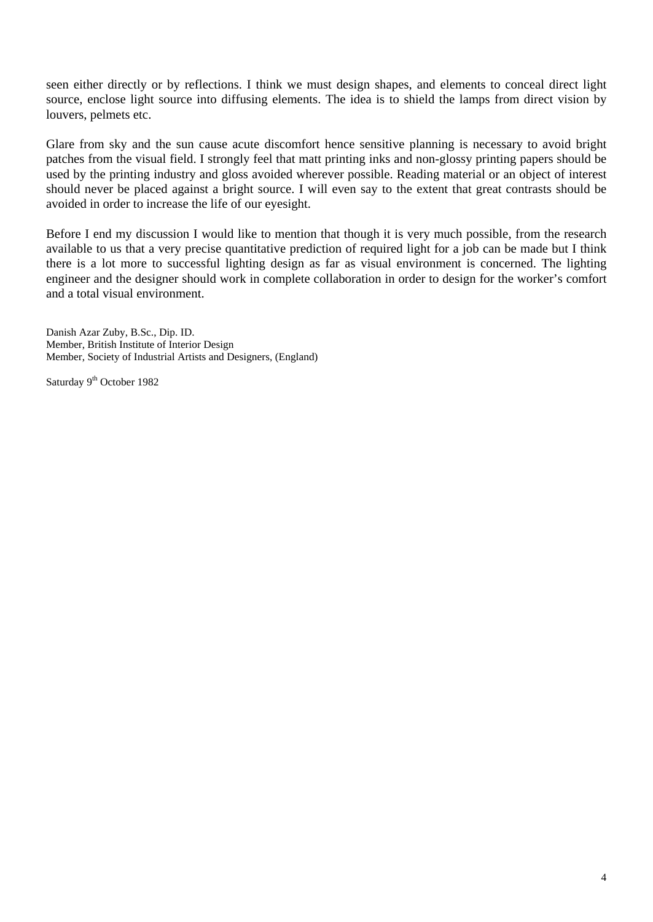seen either directly or by reflections. I think we must design shapes, and elements to conceal direct light source, enclose light source into diffusing elements. The idea is to shield the lamps from direct vision by louvers, pelmets etc.

Glare from sky and the sun cause acute discomfort hence sensitive planning is necessary to avoid bright patches from the visual field. I strongly feel that matt printing inks and non-glossy printing papers should be used by the printing industry and gloss avoided wherever possible. Reading material or an object of interest should never be placed against a bright source. I will even say to the extent that great contrasts should be avoided in order to increase the life of our eyesight.

Before I end my discussion I would like to mention that though it is very much possible, from the research available to us that a very precise quantitative prediction of required light for a job can be made but I think there is a lot more to successful lighting design as far as visual environment is concerned. The lighting engineer and the designer should work in complete collaboration in order to design for the worker's comfort and a total visual environment.

Danish Azar Zuby, B.Sc., Dip. ID.
Member, British Institute of Interior Design
Member, Society of Industrial Artists and Designers, (England)

Saturday 9th October 1982